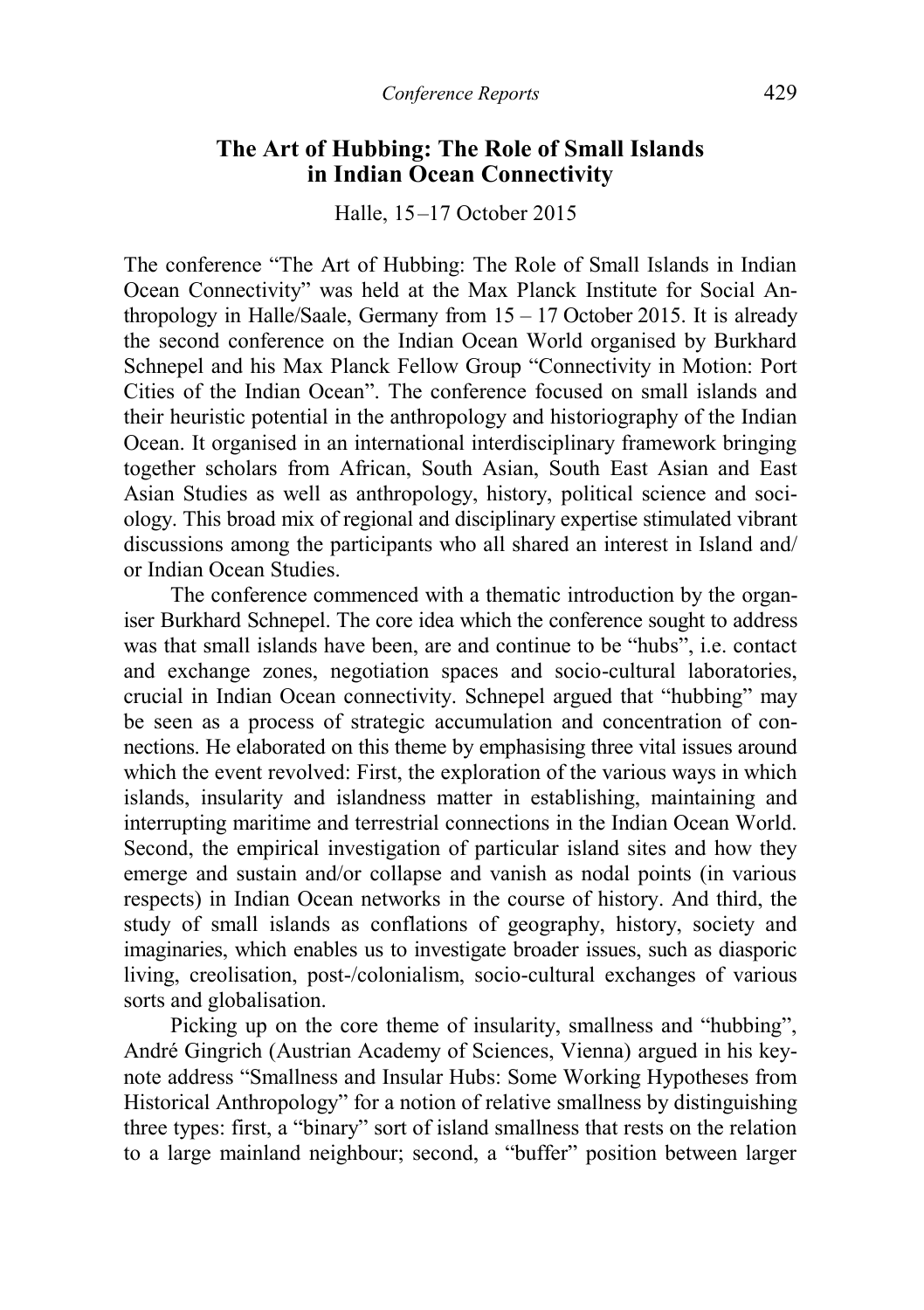# The Art of Hubbing: The Role of Small Islands in Indian Ocean Connectivity

Halle, 15 –17 October 2015

The conference "The Art of Hubbing: The Role of Small Islands in Indian Ocean Connectivity" was held at the Max Planck Institute for Social Anthropology in Halle/Saale, Germany from 15 – 17 October 2015. It is already the second conference on the Indian Ocean World organised by Burkhard Schnepel and his Max Planck Fellow Group "Connectivity in Motion: Port Cities of the Indian Ocean". The conference focused on small islands and their heuristic potential in the anthropology and historiography of the Indian Ocean. It organised in an international interdisciplinary framework bringing together scholars from African, South Asian, South East Asian and East Asian Studies as well as anthropology, history, political science and sociology. This broad mix of regional and disciplinary expertise stimulated vibrant discussions among the participants who all shared an interest in Island and/or Indian Ocean Studies.

The conference commenced with a thematic introduction by the organiser Burkhard Schnepel. The core idea which the conference sought to address was that small islands have been, are and continue to be "hubs", i.e. contact and exchange zones, negotiation spaces and socio-cultural laboratories, crucial in Indian Ocean connectivity. Schnepel argued that "hubbing" may be seen as a process of strategic accumulation and concentration of connections. He elaborated on this theme by emphasising three vital issues around which the event revolved: First, the exploration of the various ways in which islands, insularity and islandness matter in establishing, maintaining and interrupting maritime and terrestrial connections in the Indian Ocean World. Second, the empirical investigation of particular island sites and how they emerge and sustain and/or collapse and vanish as nodal points (in various respects) in Indian Ocean networks in the course of history. And third, the study of small islands as conflations of geography, history, society and imaginaries, which enables us to investigate broader issues, such as diasporic living, creolisation, post-/colonialism, socio-cultural exchanges of various sorts and globalisation.

Picking up on the core theme of insularity, smallness and "hubbing", André Gingrich (Austrian Academy of Sciences, Vienna) argued in his keynote address "Smallness and Insular Hubs: Some Working Hypotheses from Historical Anthropology" for a notion of relative smallness by distinguishing three types: first, a "binary" sort of island smallness that rests on the relation to a large mainland neighbour; second, a "buffer" position between larger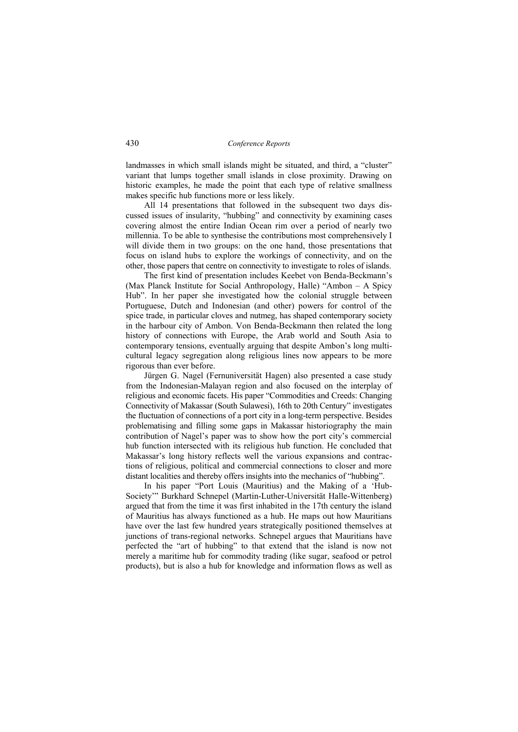landmasses in which small islands might be situated, and third, a "cluster" variant that lumps together small islands in close proximity. Drawing on historic examples, he made the point that each type of relative smallness makes specific hub functions more or less likely.

All 14 presentations that followed in the subsequent two days discussed issues of insularity, "hubbing" and connectivity by examining cases covering almost the entire Indian Ocean rim over a period of nearly two millennia. To be able to synthesise the contributions most comprehensively I will divide them in two groups: on the one hand, those presentations that focus on island hubs to explore the workings of connectivity, and on the other, those papers that centre on connectivity to investigate to roles of islands.

The first kind of presentation includes Keebet von Benda-Beckmann's (Max Planck Institute for Social Anthropology, Halle) "Ambon – A Spicy Hub". In her paper she investigated how the colonial struggle between Portuguese, Dutch and Indonesian (and other) powers for control of the spice trade, in particular cloves and nutmeg, has shaped contemporary society in the harbour city of Ambon. Von Benda-Beckmann then related the long history of connections with Europe, the Arab world and South Asia to contemporary tensions, eventually arguing that despite Ambon's long multicultural legacy segregation along religious lines now appears to be more rigorous than ever before.

Jürgen G. Nagel (Fernuniversität Hagen) also presented a case study from the Indonesian-Malayan region and also focused on the interplay of religious and economic facets. His paper "Commodities and Creeds: Changing Connectivity of Makassar (South Sulawesi), 16th to 20th Century" investigates the fluctuation of connections of a port city in a long-term perspective. Besides problematising and filling some gaps in Makassar historiography the main contribution of Nagel's paper was to show how the port city's commercial hub function intersected with its religious hub function. He concluded that Makassar's long history reflects well the various expansions and contractions of religious, political and commercial connections to closer and more distant localities and thereby offers insights into the mechanics of "hubbing".

In his paper "Port Louis (Mauritius) and the Making of a 'Hub-Society'" Burkhard Schnepel (Martin-Luther-Universität Halle-Wittenberg) argued that from the time it was first inhabited in the 17th century the island of Mauritius has always functioned as a hub. He maps out how Mauritians have over the last few hundred years strategically positioned themselves at junctions of trans-regional networks. Schnepel argues that Mauritians have perfected the "art of hubbing" to that extend that the island is now not merely a maritime hub for commodity trading (like sugar, seafood or petrol products), but is also a hub for knowledge and information flows as well as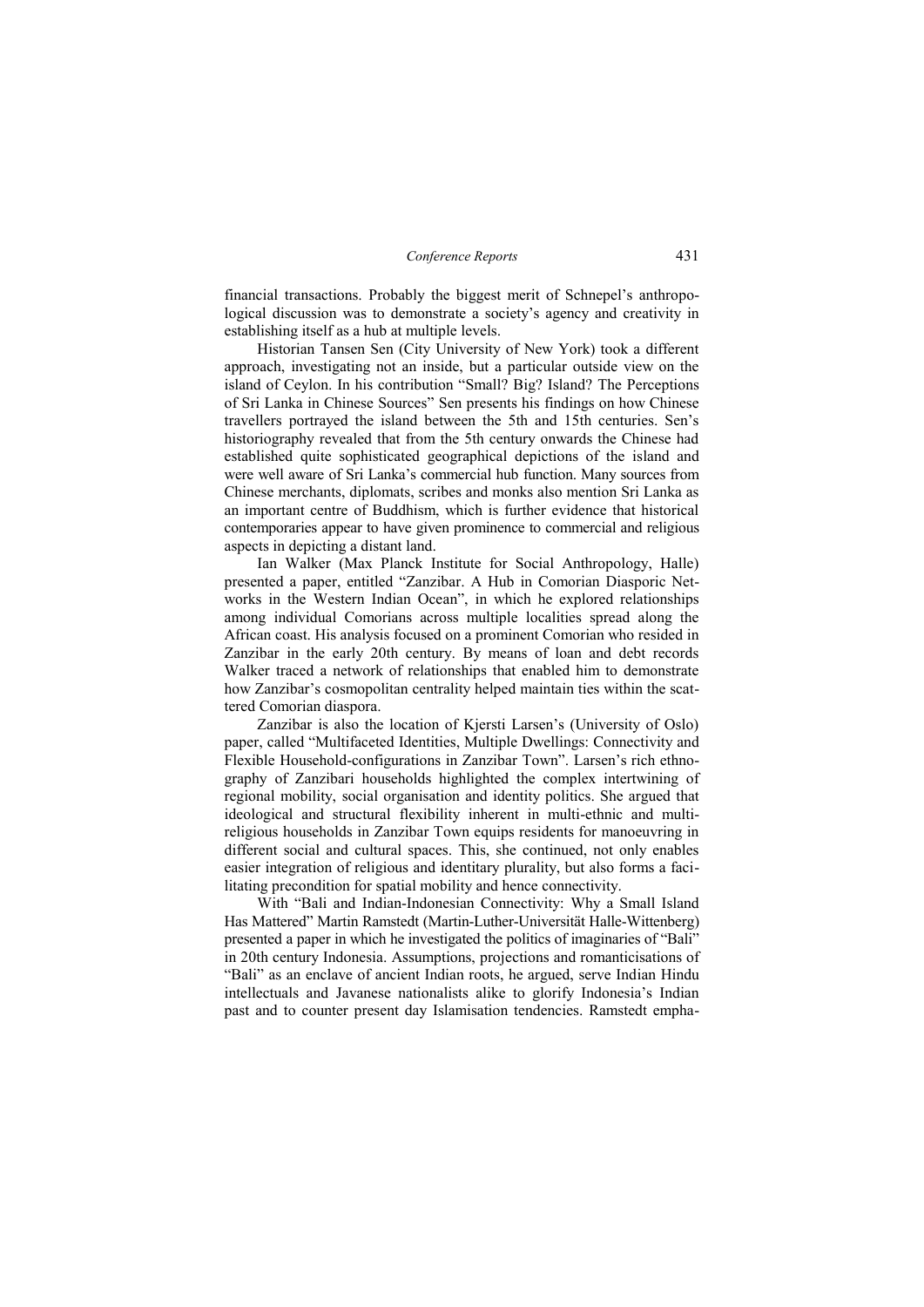financial transactions. Probably the biggest merit of Schnepel's anthropological discussion was to demonstrate a society's agency and creativity in establishing itself as a hub at multiple levels.

Historian Tansen Sen (City University of New York) took a different approach, investigating not an inside, but a particular outside view on the island of Ceylon. In his contribution "Small? Big? Island? The Perceptions of Sri Lanka in Chinese Sources" Sen presents his findings on how Chinese travellers portrayed the island between the 5th and 15th centuries. Sen's historiography revealed that from the 5th century onwards the Chinese had established quite sophisticated geographical depictions of the island and were well aware of Sri Lanka's commercial hub function. Many sources from Chinese merchants, diplomats, scribes and monks also mention Sri Lanka as an important centre of Buddhism, which is further evidence that historical contemporaries appear to have given prominence to commercial and religious aspects in depicting a distant land.

Ian Walker (Max Planck Institute for Social Anthropology, Halle) presented a paper, entitled "Zanzibar. A Hub in Comorian Diasporic Networks in the Western Indian Ocean", in which he explored relationships among individual Comorians across multiple localities spread along the African coast. His analysis focused on a prominent Comorian who resided in Zanzibar in the early 20th century. By means of loan and debt records Walker traced a network of relationships that enabled him to demonstrate how Zanzibar's cosmopolitan centrality helped maintain ties within the scattered Comorian diaspora.

Zanzibar is also the location of Kjersti Larsen's (University of Oslo) paper, called "Multifaceted Identities, Multiple Dwellings: Connectivity and Flexible Household-configurations in Zanzibar Town". Larsen's rich ethnography of Zanzibari households highlighted the complex intertwining of regional mobility, social organisation and identity politics. She argued that ideological and structural flexibility inherent in multi-ethnic and multi-religious households in Zanzibar Town equips residents for manoeuvring in different social and cultural spaces. This, she continued, not only enables easier integration of religious and identitary plurality, but also forms a facilitating precondition for spatial mobility and hence connectivity.

With "Bali and Indian-Indonesian Connectivity: Why a Small Island Has Mattered" Martin Ramstedt (Martin-Luther-Universität Halle-Wittenberg) presented a paper in which he investigated the politics of imaginaries of "Bali" in 20th century Indonesia. Assumptions, projections and romanticisations of "Bali" as an enclave of ancient Indian roots, he argued, serve Indian Hindu intellectuals and Javanese nationalists alike to glorify Indonesia's Indian past and to counter present day Islamisation tendencies. Ramstedt empha-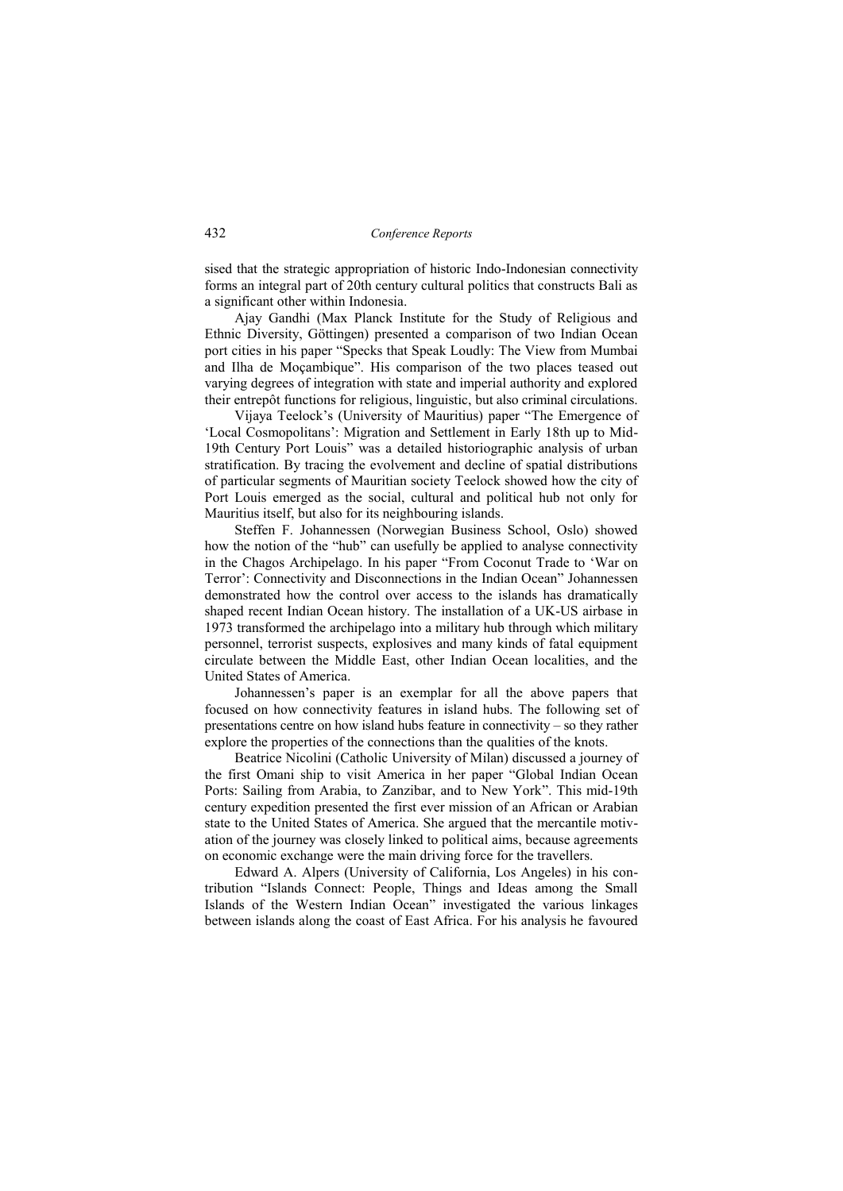sised that the strategic appropriation of historic Indo-Indonesian connectivity forms an integral part of 20th century cultural politics that constructs Bali as a significant other within Indonesia.

Ajay Gandhi (Max Planck Institute for the Study of Religious and Ethnic Diversity, Göttingen) presented a comparison of two Indian Ocean port cities in his paper "Specks that Speak Loudly: The View from Mumbai and Ilha de Moçambique". His comparison of the two places teased out varying degrees of integration with state and imperial authority and explored their entrepôt functions for religious, linguistic, but also criminal circulations.

Vijaya Teelock's (University of Mauritius) paper "The Emergence of 'Local Cosmopolitans': Migration and Settlement in Early 18th up to Mid-19th Century Port Louis" was a detailed historiographic analysis of urban stratification. By tracing the evolvement and decline of spatial distributions of particular segments of Mauritian society Teelock showed how the city of Port Louis emerged as the social, cultural and political hub not only for Mauritius itself, but also for its neighbouring islands.

Steffen F. Johannessen (Norwegian Business School, Oslo) showed how the notion of the "hub" can usefully be applied to analyse connectivity in the Chagos Archipelago. In his paper "From Coconut Trade to 'War on Terror': Connectivity and Disconnections in the Indian Ocean" Johannessen demonstrated how the control over access to the islands has dramatically shaped recent Indian Ocean history. The installation of a UK-US airbase in 1973 transformed the archipelago into a military hub through which military personnel, terrorist suspects, explosives and many kinds of fatal equipment circulate between the Middle East, other Indian Ocean localities, and the United States of America.

Johannessen's paper is an exemplar for all the above papers that focused on how connectivity features in island hubs. The following set of presentations centre on how island hubs feature in connectivity – so they rather explore the properties of the connections than the qualities of the knots.

Beatrice Nicolini (Catholic University of Milan) discussed a journey of the first Omani ship to visit America in her paper "Global Indian Ocean Ports: Sailing from Arabia, to Zanzibar, and to New York". This mid-19th century expedition presented the first ever mission of an African or Arabian state to the United States of America. She argued that the mercantile motivation of the journey was closely linked to political aims, because agreements on economic exchange were the main driving force for the travellers.

Edward A. Alpers (University of California, Los Angeles) in his contribution "Islands Connect: People, Things and Ideas among the Small Islands of the Western Indian Ocean" investigated the various linkages between islands along the coast of East Africa. For his analysis he favoured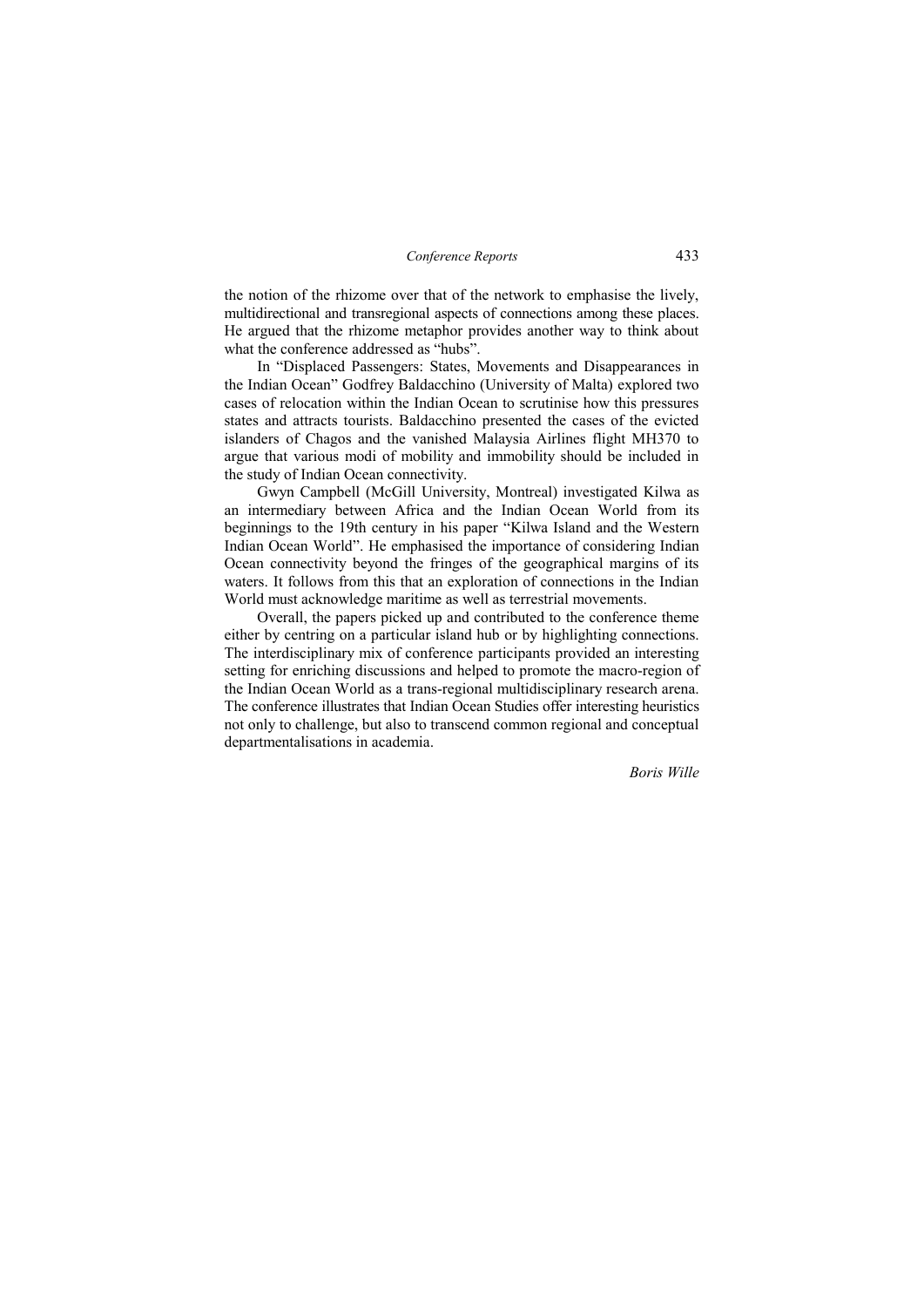the notion of the rhizome over that of the network to emphasise the lively, multidirectional and transregional aspects of connections among these places. He argued that the rhizome metaphor provides another way to think about what the conference addressed as "hubs".

In "Displaced Passengers: States, Movements and Disappearances in the Indian Ocean" Godfrey Baldacchino (University of Malta) explored two cases of relocation within the Indian Ocean to scrutinise how this pressures states and attracts tourists. Baldacchino presented the cases of the evicted islanders of Chagos and the vanished Malaysia Airlines flight MH370 to argue that various modi of mobility and immobility should be included in the study of Indian Ocean connectivity.

Gwyn Campbell (McGill University, Montreal) investigated Kilwa as an intermediary between Africa and the Indian Ocean World from its beginnings to the 19th century in his paper "Kilwa Island and the Western Indian Ocean World". He emphasised the importance of considering Indian Ocean connectivity beyond the fringes of the geographical margins of its waters. It follows from this that an exploration of connections in the Indian World must acknowledge maritime as well as terrestrial movements.

Overall, the papers picked up and contributed to the conference theme either by centring on a particular island hub or by highlighting connections. The interdisciplinary mix of conference participants provided an interesting setting for enriching discussions and helped to promote the macro-region of the Indian Ocean World as a trans-regional multidisciplinary research arena. The conference illustrates that Indian Ocean Studies offer interesting heuristics not only to challenge, but also to transcend common regional and conceptual departmentalisations in academia.

*Boris Wille*